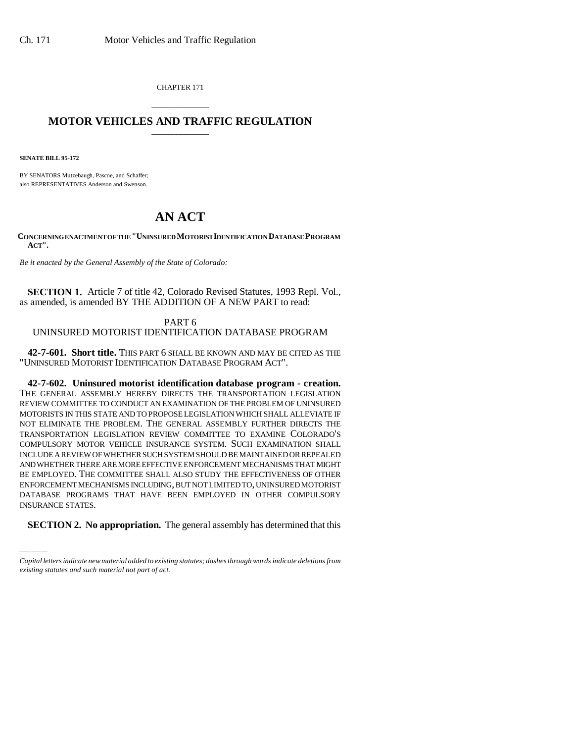CHAPTER 171

# MOTOR VEHICLES AND TRAFFIC REGULATION

**SENATE BILL 95-172**

BY SENATORS Mutzebaugh, Pascoe, and Schaffer;
also REPRESENTATIVES Anderson and Swenson.

# AN ACT

**CONCERNING ENACTMENT OF THE "UNINSURED MOTORIST IDENTIFICATION DATABASE PROGRAM ACT".**

*Be it enacted by the General Assembly of the State of Colorado:*

**SECTION 1.** Article 7 of title 42, Colorado Revised Statutes, 1993 Repl. Vol., as amended, is amended BY THE ADDITION OF A NEW PART to read:

PART 6
UNINSURED MOTORIST IDENTIFICATION DATABASE PROGRAM

**42-7-601. Short title.** THIS PART 6 SHALL BE KNOWN AND MAY BE CITED AS THE "UNINSURED MOTORIST IDENTIFICATION DATABASE PROGRAM ACT".

**42-7-602. Uninsured motorist identification database program - creation.** THE GENERAL ASSEMBLY HEREBY DIRECTS THE TRANSPORTATION LEGISLATION REVIEW COMMITTEE TO CONDUCT AN EXAMINATION OF THE PROBLEM OF UNINSURED MOTORISTS IN THIS STATE AND TO PROPOSE LEGISLATION WHICH SHALL ALLEVIATE IF NOT ELIMINATE THE PROBLEM. THE GENERAL ASSEMBLY FURTHER DIRECTS THE TRANSPORTATION LEGISLATION REVIEW COMMITTEE TO EXAMINE COLORADO'S COMPULSORY MOTOR VEHICLE INSURANCE SYSTEM. SUCH EXAMINATION SHALL INCLUDE A REVIEW OF WHETHER SUCH SYSTEM SHOULD BE MAINTAINED OR REPEALED AND WHETHER THERE ARE MORE EFFECTIVE ENFORCEMENT MECHANISMS THAT MIGHT BE EMPLOYED. THE COMMITTEE SHALL ALSO STUDY THE EFFECTIVENESS OF OTHER ENFORCEMENT MECHANISMS INCLUDING, BUT NOT LIMITED TO, UNINSURED MOTORIST DATABASE PROGRAMS THAT HAVE BEEN EMPLOYED IN OTHER COMPULSORY INSURANCE STATES.

**SECTION 2. No appropriation.** The general assembly has determined that this

*Capital letters indicate new material added to existing statutes; dashes through words indicate deletions from existing statutes and such material not part of act.*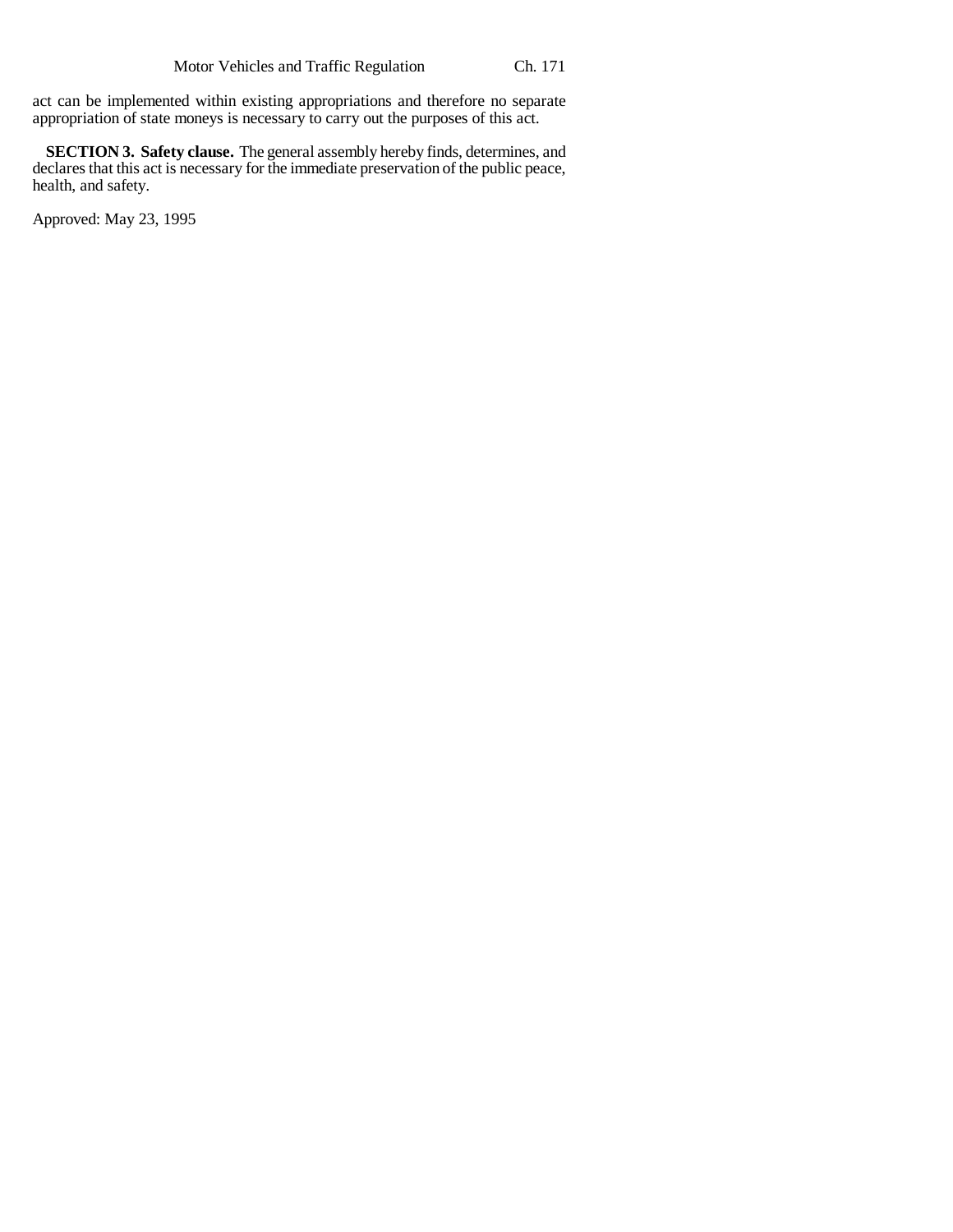act can be implemented within existing appropriations and therefore no separate appropriation of state moneys is necessary to carry out the purposes of this act.

**SECTION 3. Safety clause.** The general assembly hereby finds, determines, and declares that this act is necessary for the immediate preservation of the public peace, health, and safety.

Approved: May 23, 1995